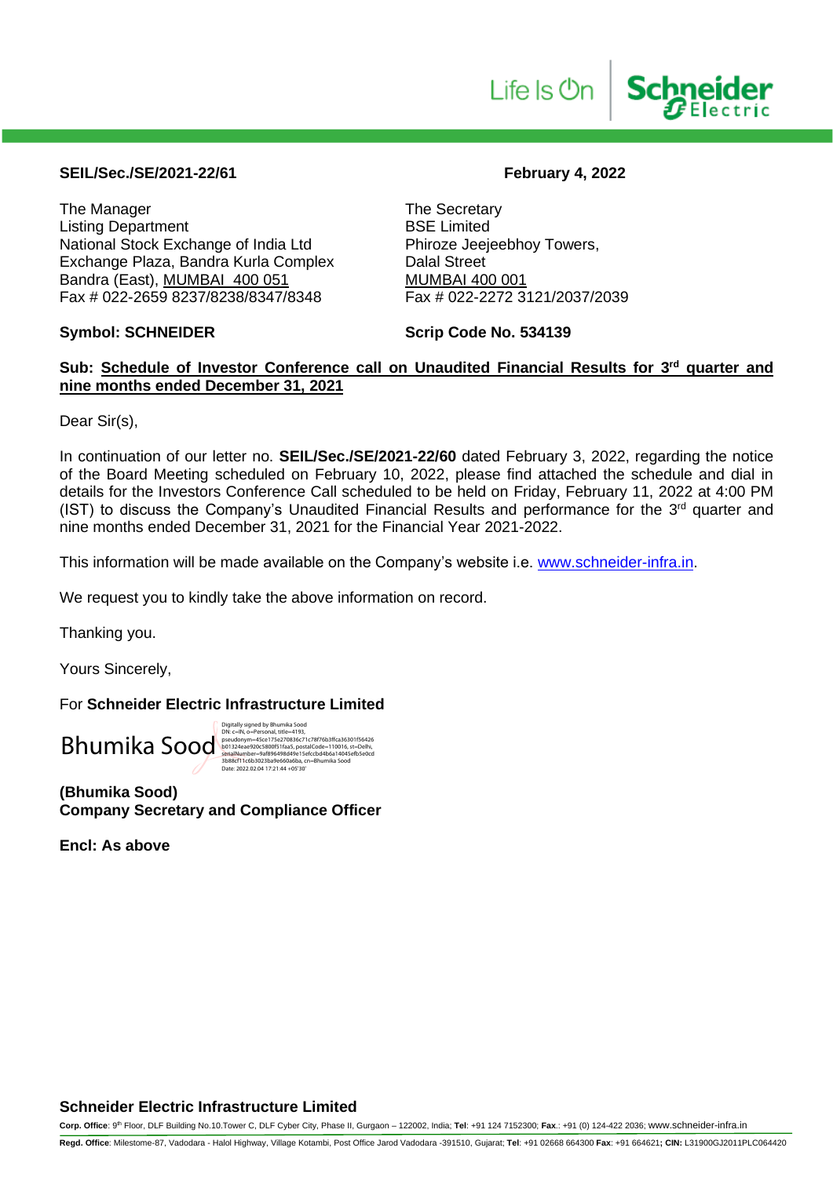**SEIL/Sec./SE/2021-22/61**

**February 4, 2022**

The Manager
Listing Department
National Stock Exchange of India Ltd
Exchange Plaza, Bandra Kurla Complex
Bandra (East), MUMBAI 400 051
Fax # 022-2659 8237/8238/8347/8348

The Secretary
BSE Limited
Phiroze Jeejeebhoy Towers,
Dalal Street
MUMBAI 400 001
Fax # 022-2272 3121/2037/2039

**Symbol: SCHNEIDER**

**Scrip Code No. 534139**

**Sub: Schedule of Investor Conference call on Unaudited Financial Results for 3rd quarter and nine months ended December 31, 2021**

Dear Sir(s),

In continuation of our letter no. **SEIL/Sec./SE/2021-22/60** dated February 3, 2022, regarding the notice of the Board Meeting scheduled on February 10, 2022, please find attached the schedule and dial in details for the Investors Conference Call scheduled to be held on Friday, February 11, 2022 at 4:00 PM (IST) to discuss the Company's Unaudited Financial Results and performance for the 3rd quarter and nine months ended December 31, 2021 for the Financial Year 2021-2022.

This information will be made available on the Company's website i.e. www.schneider-infra.in.

We request you to kindly take the above information on record.

Thanking you.

Yours Sincerely,

For **Schneider Electric Infrastructure Limited**

Bhumika Sood

Digitally signed by Bhumika Sood
DN: c=IN, o=Personal, title=4193, pseudonym=45ce175e270836c71c78f76b3ffca36301f56426b01324eae920c5800f51faa5, postalCode=110016, st=Delhi, serialNumber=9af896498d49e15efccbd4b6a14045efb5e0cd3b88cf11c6b3023ba9e660a6ba, cn=Bhumika Sood
Date: 2022.02.04 17:21:44 +05'30'

**(Bhumika Sood)**
**Company Secretary and Compliance Officer**

**Encl: As above**

**Schneider Electric Infrastructure Limited**

**Corp. Office**: 9th Floor, DLF Building No.10.Tower C, DLF Cyber City, Phase II, Gurgaon – 122002, India; **Tel**: +91 124 7152300; **Fax**.: +91 (0) 124-422 2036; www.schneider-infra.in

**Regd. Office**: Milestome-87, Vadodara - Halol Highway, Village Kotambi, Post Office Jarod Vadodara -391510, Gujarat; **Tel**: +91 02668 664300 **Fax**: +91 664621**; CIN:** L31900GJ2011PLC064420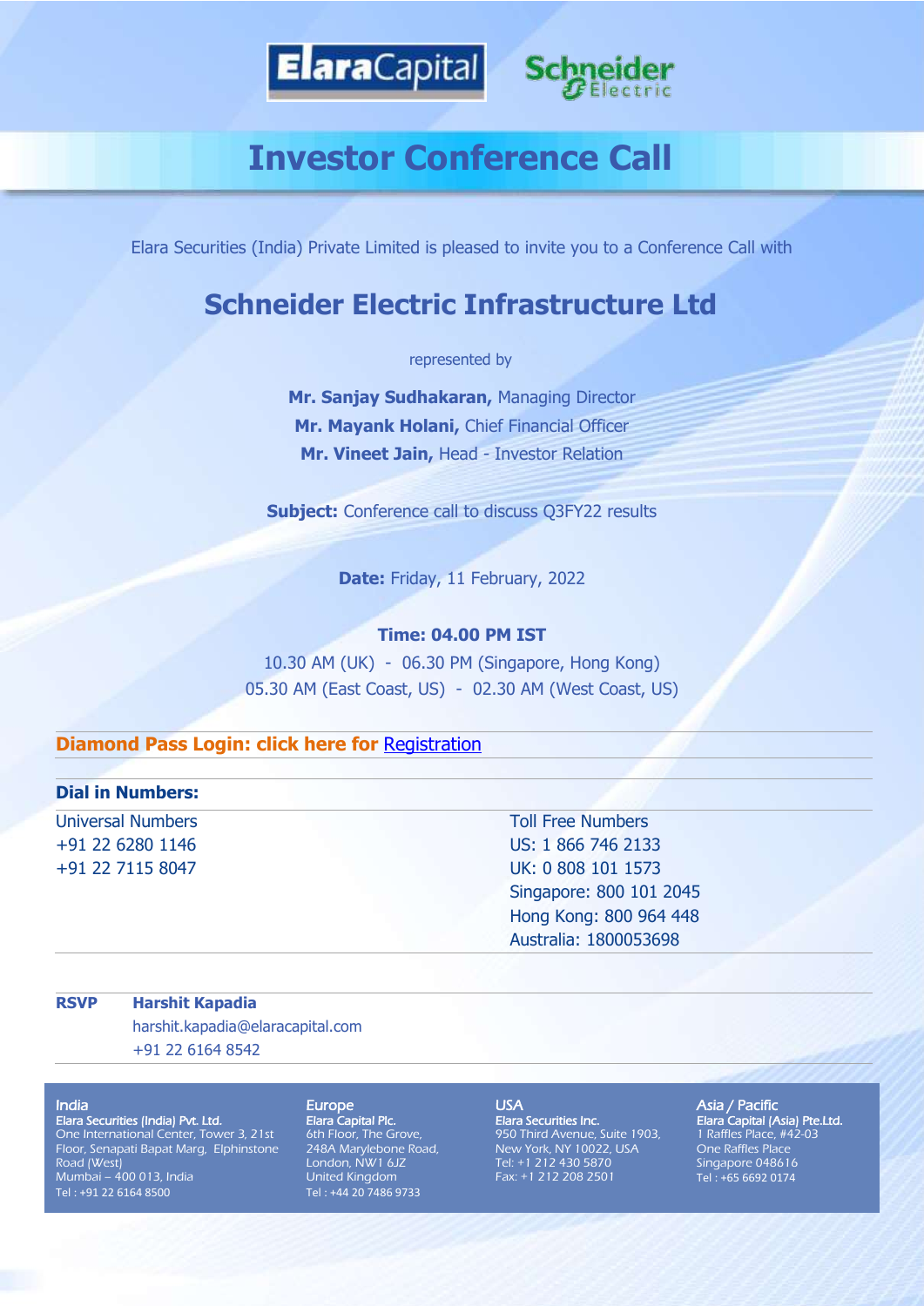ElaraCapital Schneider Electric

# Investor Conference Call

Elara Securities (India) Private Limited is pleased to invite you to a Conference Call with

## Schneider Electric Infrastructure Ltd

represented by

**Mr. Sanjay Sudhakaran,** Managing Director
**Mr. Mayank Holani,** Chief Financial Officer
**Mr. Vineet Jain,** Head - Investor Relation

**Subject:** Conference call to discuss Q3FY22 results

**Date:** Friday, 11 February, 2022

**Time: 04.00 PM IST**
10.30 AM (UK) - 06.30 PM (Singapore, Hong Kong)
05.30 AM (East Coast, US) - 02.30 AM (West Coast, US)

**Diamond Pass Login: click here for** Registration

**Dial in Numbers:**

| | |
|---|---|
| Universal Numbers | Toll Free Numbers |
| +91 22 6280 1146 | US: 1 866 746 2133 |
| +91 22 7115 8047 | UK: 0 808 101 1573 |
| | Singapore: 800 101 2045 |
| | Hong Kong: 800 964 448 |
| | Australia: 1800053698 |

**RSVP** **Harshit Kapadia**
harshit.kapadia@elaracapital.com
+91 22 6164 8542

**India**
**Elara Securities (India) Pvt. Ltd.**
One International Center, Tower 3, 21st Floor, Senapati Bapat Marg, Elphinstone Road (West)
Mumbai – 400 013, India
Tel : +91 22 6164 8500

**Europe**
**Elara Capital Plc.**
6th Floor, The Grove,
248A Marylebone Road,
London, NW1 6JZ
United Kingdom
Tel : +44 20 7486 9733

**USA**
**Elara Securities Inc.**
950 Third Avenue, Suite 1903,
New York, NY 10022, USA
Tel: +1 212 430 5870
Fax: +1 212 208 2501

**Asia / Pacific**
**Elara Capital (Asia) Pte.Ltd.**
1 Raffles Place, #42-03
One Raffles Place
Singapore 048616
Tel : +65 6692 0174